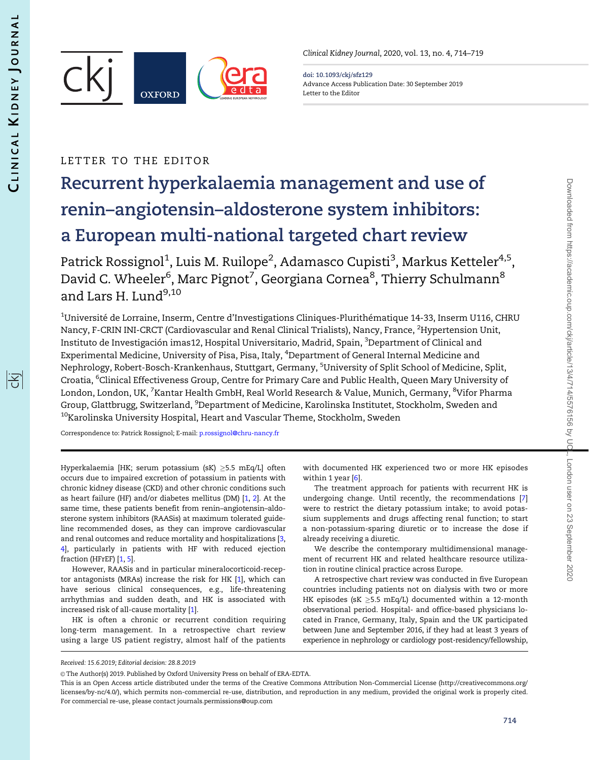LETTER TO THE EDITOR

# Recurrent hyperkalaemia management and use of renin–angiotensin–aldosterone system inhibitors: a European multi-national targeted chart review

Patrick Rossignol[1], Luis M. Ruilope[2], Adamasco Cupisti[3], Markus Ketteler[4,5], David C. Wheeler[6], Marc Pignot[7], Georgiana Cornea[8], Thierry Schulmann[8] and Lars H. Lund[9,10]

[1]Université de Lorraine, Inserm, Centre d'Investigations Cliniques-Plurithématique 14-33, Inserm U116, CHRU Nancy, F-CRIN INI-CRCT (Cardiovascular and Renal Clinical Trialists), Nancy, France, [2]Hypertension Unit, Instituto de Investigación imas12, Hospital Universitario, Madrid, Spain, [3]Department of Clinical and Experimental Medicine, University of Pisa, Pisa, Italy, [4]Department of General Internal Medicine and Nephrology, Robert-Bosch-Krankenhaus, Stuttgart, Germany, [5]University of Split School of Medicine, Split, Croatia, [6]Clinical Effectiveness Group, Centre for Primary Care and Public Health, Queen Mary University of London, London, UK, [7]Kantar Health GmbH, Real World Research & Value, Munich, Germany, [8]Vifor Pharma Group, Glattbrugg, Switzerland, [9]Department of Medicine, Karolinska Institutet, Stockholm, Sweden and [10]Karolinska University Hospital, Heart and Vascular Theme, Stockholm, Sweden

Correspondence to: Patrick Rossignol; E-mail: p.rossignol@chru-nancy.fr

Hyperkalaemia [HK; serum potassium (sK) ≥5.5 mEq/L] often occurs due to impaired excretion of potassium in patients with chronic kidney disease (CKD) and other chronic conditions such as heart failure (HF) and/or diabetes mellitus (DM) [1, 2]. At the same time, these patients benefit from renin–angiotensin–aldosterone system inhibitors (RAASis) at maximum tolerated guideline recommended doses, as they can improve cardiovascular and renal outcomes and reduce mortality and hospitalizations [3, 4], particularly in patients with HF with reduced ejection fraction (HFrEF) [1, 5].

However, RAASis and in particular mineralocorticoid-receptor antagonists (MRAs) increase the risk for HK [1], which can have serious clinical consequences, e.g., life-threatening arrhythmias and sudden death, and HK is associated with increased risk of all-cause mortality [1].

HK is often a chronic or recurrent condition requiring long-term management. In a retrospective chart review using a large US patient registry, almost half of the patients with documented HK experienced two or more HK episodes within 1 year [6].

The treatment approach for patients with recurrent HK is undergoing change. Until recently, the recommendations [7] were to restrict the dietary potassium intake; to avoid potassium supplements and drugs affecting renal function; to start a non-potassium-sparing diuretic or to increase the dose if already receiving a diuretic.

We describe the contemporary multidimensional management of recurrent HK and related healthcare resource utilization in routine clinical practice across Europe.

A retrospective chart review was conducted in five European countries including patients not on dialysis with two or more HK episodes (sK ≥5.5 mEq/L) documented within a 12-month observational period. Hospital- and office-based physicians located in France, Germany, Italy, Spain and the UK participated between June and September 2016, if they had at least 3 years of experience in nephrology or cardiology post-residency/fellowship,

Received: 15.6.2019; Editorial decision: 28.8.2019

© The Author(s) 2019. Published by Oxford University Press on behalf of ERA-EDTA.

This is an Open Access article distributed under the terms of the Creative Commons Attribution Non-Commercial License (http://creativecommons.org/licenses/by-nc/4.0/), which permits non-commercial re-use, distribution, and reproduction in any medium, provided the original work is properly cited. For commercial re-use, please contact journals.permissions@oup.com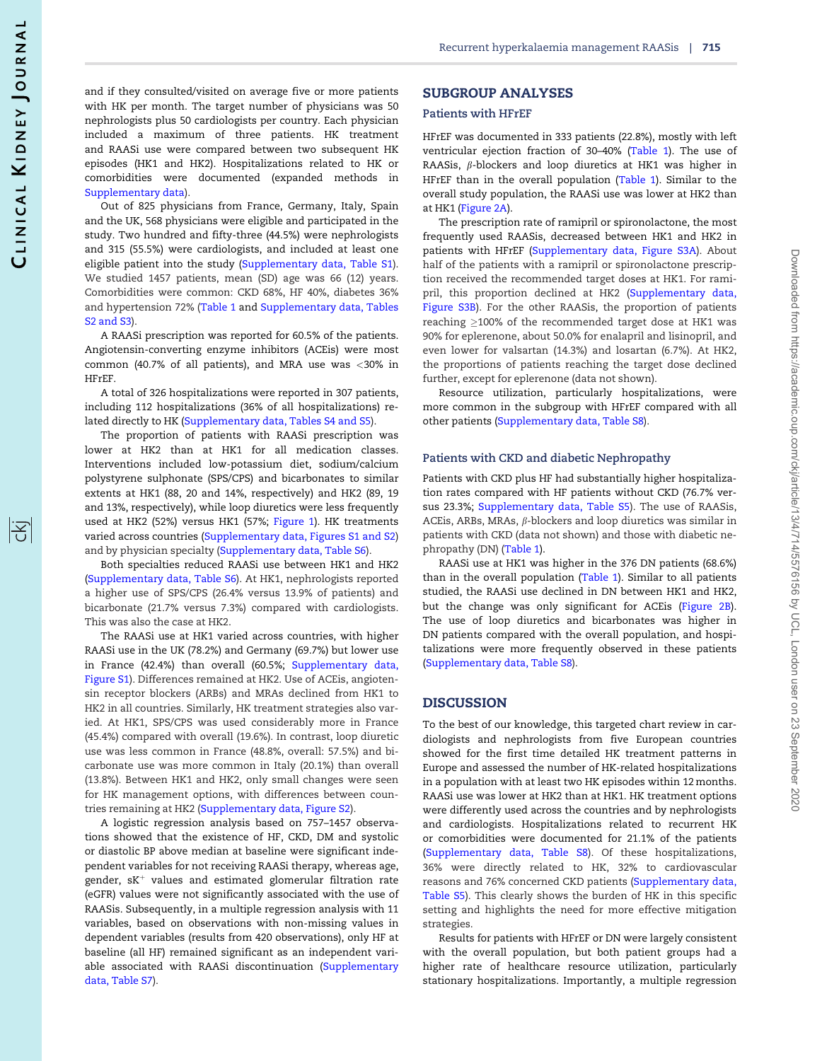and if they consulted/visited on average five or more patients with HK per month. The target number of physicians was 50 nephrologists plus 50 cardiologists per country. Each physician included a maximum of three patients. HK treatment and RAASi use were compared between two subsequent HK episodes (HK1 and HK2). Hospitalizations related to HK or comorbidities were documented (expanded methods in Supplementary data).

Out of 825 physicians from France, Germany, Italy, Spain and the UK, 568 physicians were eligible and participated in the study. Two hundred and fifty-three (44.5%) were nephrologists and 315 (55.5%) were cardiologists, and included at least one eligible patient into the study (Supplementary data, Table S1). We studied 1457 patients, mean (SD) age was 66 (12) years. Comorbidities were common: CKD 68%, HF 40%, diabetes 36% and hypertension 72% (Table 1 and Supplementary data, Tables S2 and S3).

A RAASi prescription was reported for 60.5% of the patients. Angiotensin-converting enzyme inhibitors (ACEis) were most common (40.7% of all patients), and MRA use was <30% in HFrEF.

A total of 326 hospitalizations were reported in 307 patients, including 112 hospitalizations (36% of all hospitalizations) related directly to HK (Supplementary data, Tables S4 and S5).

The proportion of patients with RAASi prescription was lower at HK2 than at HK1 for all medication classes. Interventions included low-potassium diet, sodium/calcium polystyrene sulphonate (SPS/CPS) and bicarbonates to similar extents at HK1 (88, 20 and 14%, respectively) and HK2 (89, 19 and 13%, respectively), while loop diuretics were less frequently used at HK2 (52%) versus HK1 (57%; Figure 1). HK treatments varied across countries (Supplementary data, Figures S1 and S2) and by physician specialty (Supplementary data, Table S6).

Both specialties reduced RAASi use between HK1 and HK2 (Supplementary data, Table S6). At HK1, nephrologists reported a higher use of SPS/CPS (26.4% versus 13.9% of patients) and bicarbonate (21.7% versus 7.3%) compared with cardiologists. This was also the case at HK2.

The RAASi use at HK1 varied across countries, with higher RAASi use in the UK (78.2%) and Germany (69.7%) but lower use in France (42.4%) than overall (60.5%; Supplementary data, Figure S1). Differences remained at HK2. Use of ACEis, angiotensin receptor blockers (ARBs) and MRAs declined from HK1 to HK2 in all countries. Similarly, HK treatment strategies also varied. At HK1, SPS/CPS was used considerably more in France (45.4%) compared with overall (19.6%). In contrast, loop diuretic use was less common in France (48.8%, overall: 57.5%) and bicarbonate use was more common in Italy (20.1%) than overall (13.8%). Between HK1 and HK2, only small changes were seen for HK management options, with differences between countries remaining at HK2 (Supplementary data, Figure S2).

A logistic regression analysis based on 757–1457 observations showed that the existence of HF, CKD, DM and systolic or diastolic BP above median at baseline were significant independent variables for not receiving RAASi therapy, whereas age, gender, $sK^+$ values and estimated glomerular filtration rate (eGFR) values were not significantly associated with the use of RAASis. Subsequently, in a multiple regression analysis with 11 variables, based on observations with non-missing values in dependent variables (results from 420 observations), only HF at baseline (all HF) remained significant as an independent variable associated with RAASi discontinuation (Supplementary data, Table S7).

## SUBGROUP ANALYSES

### Patients with HFrEF

HFrEF was documented in 333 patients (22.8%), mostly with left ventricular ejection fraction of 30–40% (Table 1). The use of RAASis, β-blockers and loop diuretics at HK1 was higher in HFrEF than in the overall population (Table 1). Similar to the overall study population, the RAASi use was lower at HK2 than at HK1 (Figure 2A).

The prescription rate of ramipril or spironolactone, the most frequently used RAASis, decreased between HK1 and HK2 in patients with HFrEF (Supplementary data, Figure S3A). About half of the patients with a ramipril or spironolactone prescription received the recommended target doses at HK1. For ramipril, this proportion declined at HK2 (Supplementary data, Figure S3B). For the other RAASis, the proportion of patients reaching ≥100% of the recommended target dose at HK1 was 90% for eplerenone, about 50.0% for enalapril and lisinopril, and even lower for valsartan (14.3%) and losartan (6.7%). At HK2, the proportions of patients reaching the target dose declined further, except for eplerenone (data not shown).

Resource utilization, particularly hospitalizations, were more common in the subgroup with HFrEF compared with all other patients (Supplementary data, Table S8).

### Patients with CKD and diabetic Nephropathy

Patients with CKD plus HF had substantially higher hospitalization rates compared with HF patients without CKD (76.7% versus 23.3%; Supplementary data, Table S5). The use of RAASis, ACEis, ARBs, MRAs, β-blockers and loop diuretics was similar in patients with CKD (data not shown) and those with diabetic nephropathy (DN) (Table 1).

RAASi use at HK1 was higher in the 376 DN patients (68.6%) than in the overall population (Table 1). Similar to all patients studied, the RAASi use declined in DN between HK1 and HK2, but the change was only significant for ACEis (Figure 2B). The use of loop diuretics and bicarbonates was higher in DN patients compared with the overall population, and hospitalizations were more frequently observed in these patients (Supplementary data, Table S8).

## DISCUSSION

To the best of our knowledge, this targeted chart review in cardiologists and nephrologists from five European countries showed for the first time detailed HK treatment patterns in Europe and assessed the number of HK-related hospitalizations in a population with at least two HK episodes within 12 months. RAASi use was lower at HK2 than at HK1. HK treatment options were differently used across the countries and by nephrologists and cardiologists. Hospitalizations related to recurrent HK or comorbidities were documented for 21.1% of the patients (Supplementary data, Table S8). Of these hospitalizations, 36% were directly related to HK, 32% to cardiovascular reasons and 76% concerned CKD patients (Supplementary data, Table S5). This clearly shows the burden of HK in this specific setting and highlights the need for more effective mitigation strategies.

Results for patients with HFrEF or DN were largely consistent with the overall population, but both patient groups had a higher rate of healthcare resource utilization, particularly stationary hospitalizations. Importantly, a multiple regression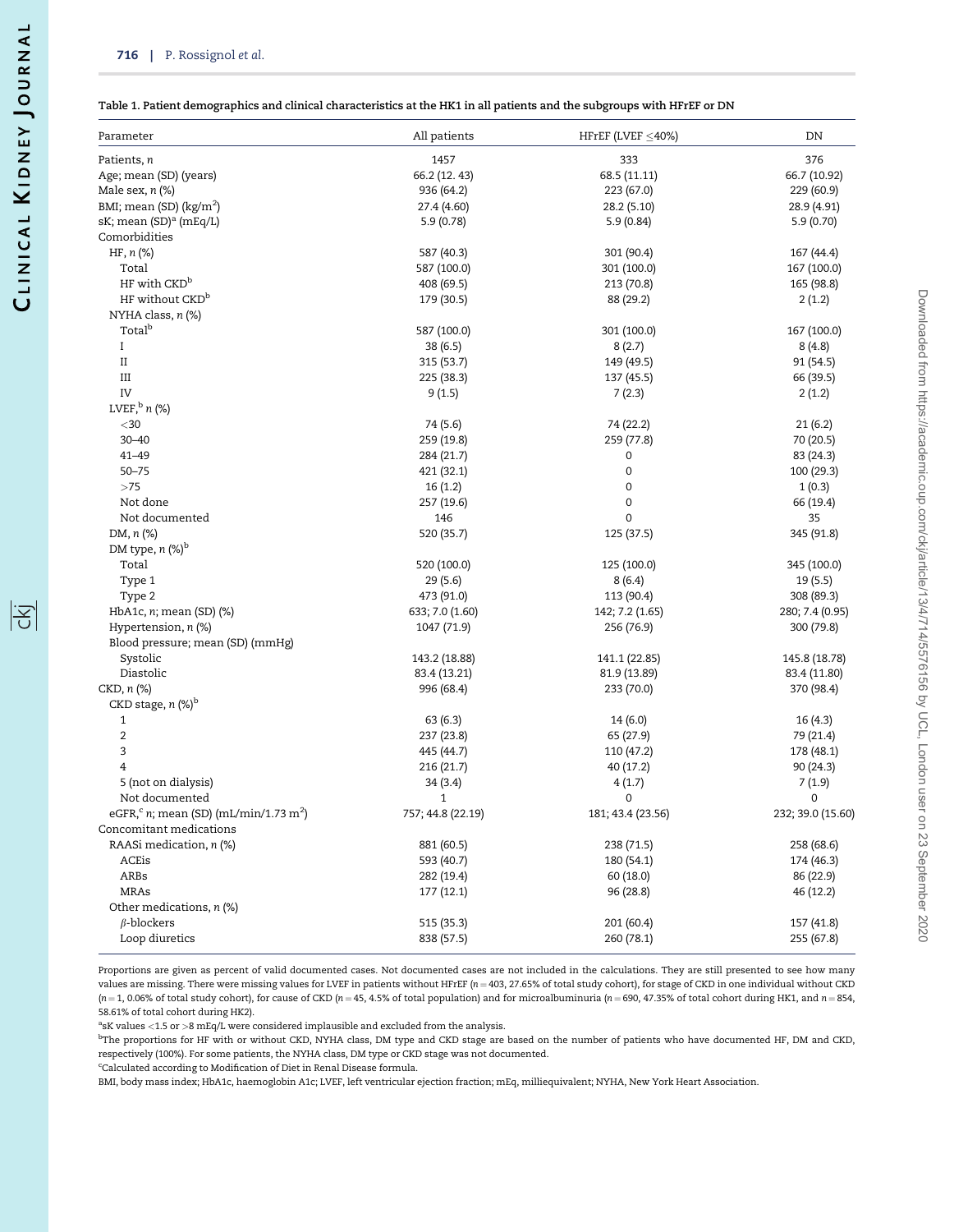**Table 1. Patient demographics and clinical characteristics at the HK1 in all patients and the subgroups with HFrEF or DN**

| Parameter | All patients | HFrEF (LVEF ≤40%) | DN |
|---|---|---|---|
| Patients, *n* | 1457 | 333 | 376 |
| Age; mean (SD) (years) | 66.2 (12. 43) | 68.5 (11.11) | 66.7 (10.92) |
| Male sex, *n* (%) | 936 (64.2) | 223 (67.0) | 229 (60.9) |
| BMI; mean (SD) (kg/m$^2$) | 27.4 (4.60) | 28.2 (5.10) | 28.9 (4.91) |
| sK; mean (SD)[a] (mEq/L) | 5.9 (0.78) | 5.9 (0.84) | 5.9 (0.70) |
| Comorbidities | | | |
| HF, *n* (%) | 587 (40.3) | 301 (90.4) | 167 (44.4) |
| Total | 587 (100.0) | 301 (100.0) | 167 (100.0) |
| HF with CKD[b] | 408 (69.5) | 213 (70.8) | 165 (98.8) |
| HF without CKD[b] | 179 (30.5) | 88 (29.2) | 2 (1.2) |
| NYHA class, *n* (%) | | | |
| Total[b] | 587 (100.0) | 301 (100.0) | 167 (100.0) |
| I | 38 (6.5) | 8 (2.7) | 8 (4.8) |
| II | 315 (53.7) | 149 (49.5) | 91 (54.5) |
| III | 225 (38.3) | 137 (45.5) | 66 (39.5) |
| IV | 9 (1.5) | 7 (2.3) | 2 (1.2) |
| LVEF,[b] *n* (%) | | | |
| <30 | 74 (5.6) | 74 (22.2) | 21 (6.2) |
| 30–40 | 259 (19.8) | 259 (77.8) | 70 (20.5) |
| 41–49 | 284 (21.7) | 0 | 83 (24.3) |
| 50–75 | 421 (32.1) | 0 | 100 (29.3) |
| >75 | 16 (1.2) | 0 | 1 (0.3) |
| Not done | 257 (19.6) | 0 | 66 (19.4) |
| Not documented | 146 | 0 | 35 |
| DM, *n* (%) | 520 (35.7) | 125 (37.5) | 345 (91.8) |
| DM type, *n* (%)[b] | | | |
| Total | 520 (100.0) | 125 (100.0) | 345 (100.0) |
| Type 1 | 29 (5.6) | 8 (6.4) | 19 (5.5) |
| Type 2 | 473 (91.0) | 113 (90.4) | 308 (89.3) |
| HbA1c, *n*; mean (SD) (%) | 633; 7.0 (1.60) | 142; 7.2 (1.65) | 280; 7.4 (0.95) |
| Hypertension, *n* (%) | 1047 (71.9) | 256 (76.9) | 300 (79.8) |
| Blood pressure; mean (SD) (mmHg) | | | |
| Systolic | 143.2 (18.88) | 141.1 (22.85) | 145.8 (18.78) |
| Diastolic | 83.4 (13.21) | 81.9 (13.89) | 83.4 (11.80) |
| CKD, *n* (%) | 996 (68.4) | 233 (70.0) | 370 (98.4) |
| CKD stage, *n* (%)[b] | | | |
| 1 | 63 (6.3) | 14 (6.0) | 16 (4.3) |
| 2 | 237 (23.8) | 65 (27.9) | 79 (21.4) |
| 3 | 445 (44.7) | 110 (47.2) | 178 (48.1) |
| 4 | 216 (21.7) | 40 (17.2) | 90 (24.3) |
| 5 (not on dialysis) | 34 (3.4) | 4 (1.7) | 7 (1.9) |
| Not documented | 1 | 0 | 0 |
| eGFR,[c] *n*; mean (SD) (mL/min/1.73 m$^2$) | 757; 44.8 (22.19) | 181; 43.4 (23.56) | 232; 39.0 (15.60) |
| Concomitant medications | | | |
| RAASi medication, *n* (%) | 881 (60.5) | 238 (71.5) | 258 (68.6) |
| ACEis | 593 (40.7) | 180 (54.1) | 174 (46.3) |
| ARBs | 282 (19.4) | 60 (18.0) | 86 (22.9) |
| MRAs | 177 (12.1) | 96 (28.8) | 46 (12.2) |
| Other medications, *n* (%) | | | |
| β-blockers | 515 (35.3) | 201 (60.4) | 157 (41.8) |
| Loop diuretics | 838 (57.5) | 260 (78.1) | 255 (67.8) |

Proportions are given as percent of valid documented cases. Not documented cases are not included in the calculations. They are still presented to see how many values are missing. There were missing values for LVEF in patients without HFrEF (*n* = 403, 27.65% of total study cohort), for stage of CKD in one individual without CKD (*n* = 1, 0.06% of total study cohort), for cause of CKD (*n* = 45, 4.5% of total population) and for microalbuminuria (*n* = 690, 47.35% of total cohort during HK1, and *n* = 854, 58.61% of total cohort during HK2).

[a]sK values <1.5 or >8 mEq/L were considered implausible and excluded from the analysis.

[b]The proportions for HF with or without CKD, NYHA class, DM type and CKD stage are based on the number of patients who have documented HF, DM and CKD, respectively (100%). For some patients, the NYHA class, DM type or CKD stage was not documented.

[c]Calculated according to Modification of Diet in Renal Disease formula.

BMI, body mass index; HbA1c, haemoglobin A1c; LVEF, left ventricular ejection fraction; mEq, milliequivalent; NYHA, New York Heart Association.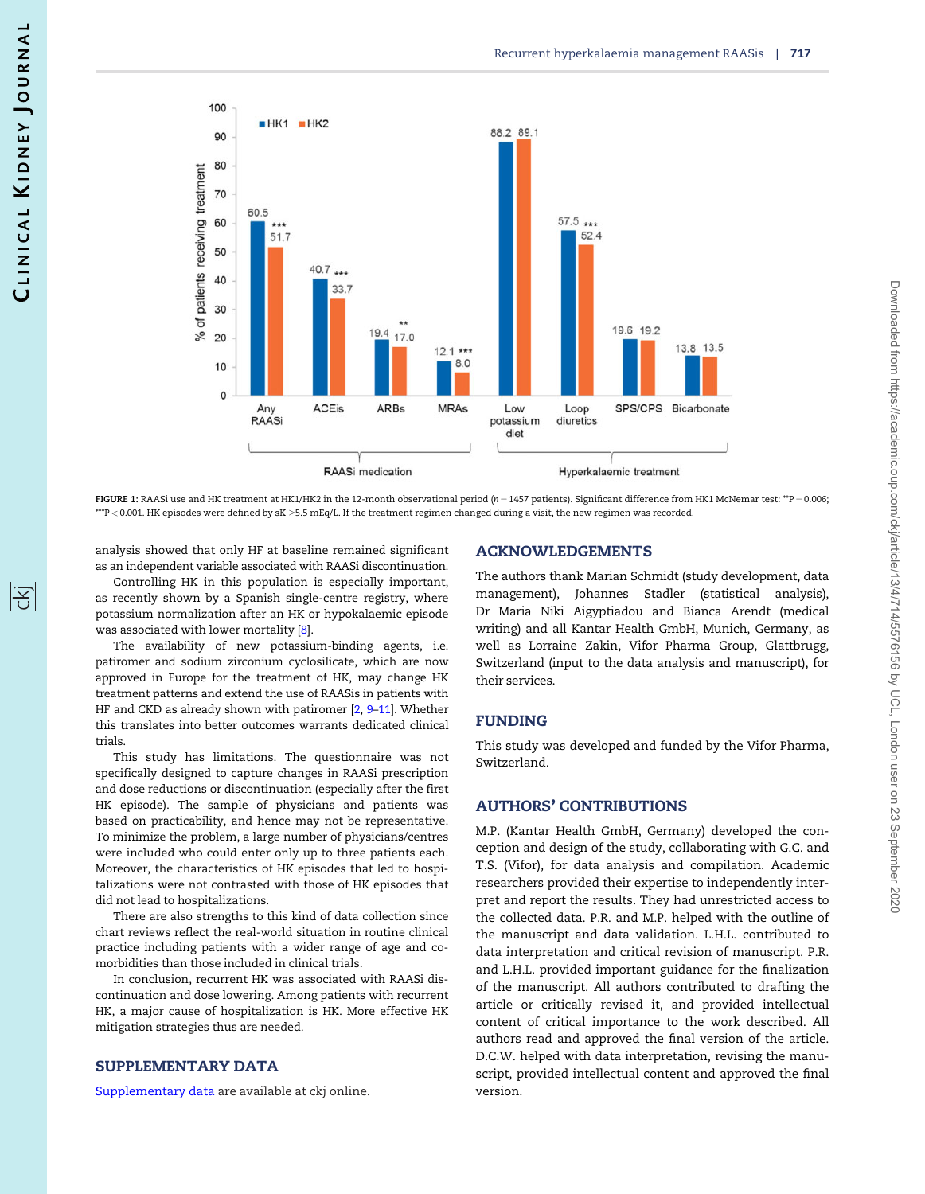FIGURE 1: RAASi use and HK treatment at HK1/HK2 in the 12-month observational period (n = 1457 patients). Significant difference from HK1 McNemar test: **P = 0.006; ***P < 0.001. HK episodes were defined by sK ≥5.5 mEq/L. If the treatment regimen changed during a visit, the new regimen was recorded.

analysis showed that only HF at baseline remained significant as an independent variable associated with RAASi discontinuation.

Controlling HK in this population is especially important, as recently shown by a Spanish single-centre registry, where potassium normalization after an HK or hypokalaemic episode was associated with lower mortality [8].

The availability of new potassium-binding agents, i.e. patiromer and sodium zirconium cyclosilicate, which are now approved in Europe for the treatment of HK, may change HK treatment patterns and extend the use of RAASis in patients with HF and CKD as already shown with patiromer [2, 9–11]. Whether this translates into better outcomes warrants dedicated clinical trials.

This study has limitations. The questionnaire was not specifically designed to capture changes in RAASi prescription and dose reductions or discontinuation (especially after the first HK episode). The sample of physicians and patients was based on practicability, and hence may not be representative. To minimize the problem, a large number of physicians/centres were included who could enter only up to three patients each. Moreover, the characteristics of HK episodes that led to hospitalizations were not contrasted with those of HK episodes that did not lead to hospitalizations.

There are also strengths to this kind of data collection since chart reviews reflect the real-world situation in routine clinical practice including patients with a wider range of age and comorbidities than those included in clinical trials.

In conclusion, recurrent HK was associated with RAASi discontinuation and dose lowering. Among patients with recurrent HK, a major cause of hospitalization is HK. More effective HK mitigation strategies thus are needed.

## SUPPLEMENTARY DATA

Supplementary data are available at ckj online.

## ACKNOWLEDGEMENTS

The authors thank Marian Schmidt (study development, data management), Johannes Stadler (statistical analysis), Dr Maria Niki Aigyptiadou and Bianca Arendt (medical writing) and all Kantar Health GmbH, Munich, Germany, as well as Lorraine Zakin, Vifor Pharma Group, Glattbrugg, Switzerland (input to the data analysis and manuscript), for their services.

## FUNDING

This study was developed and funded by the Vifor Pharma, Switzerland.

## AUTHORS' CONTRIBUTIONS

M.P. (Kantar Health GmbH, Germany) developed the conception and design of the study, collaborating with G.C. and T.S. (Vifor), for data analysis and compilation. Academic researchers provided their expertise to independently interpret and report the results. They had unrestricted access to the collected data. P.R. and M.P. helped with the outline of the manuscript and data validation. L.H.L. contributed to data interpretation and critical revision of manuscript. P.R. and L.H.L. provided important guidance for the finalization of the manuscript. All authors contributed to drafting the article or critically revised it, and provided intellectual content of critical importance to the work described. All authors read and approved the final version of the article. D.C.W. helped with data interpretation, revising the manuscript, provided intellectual content and approved the final version.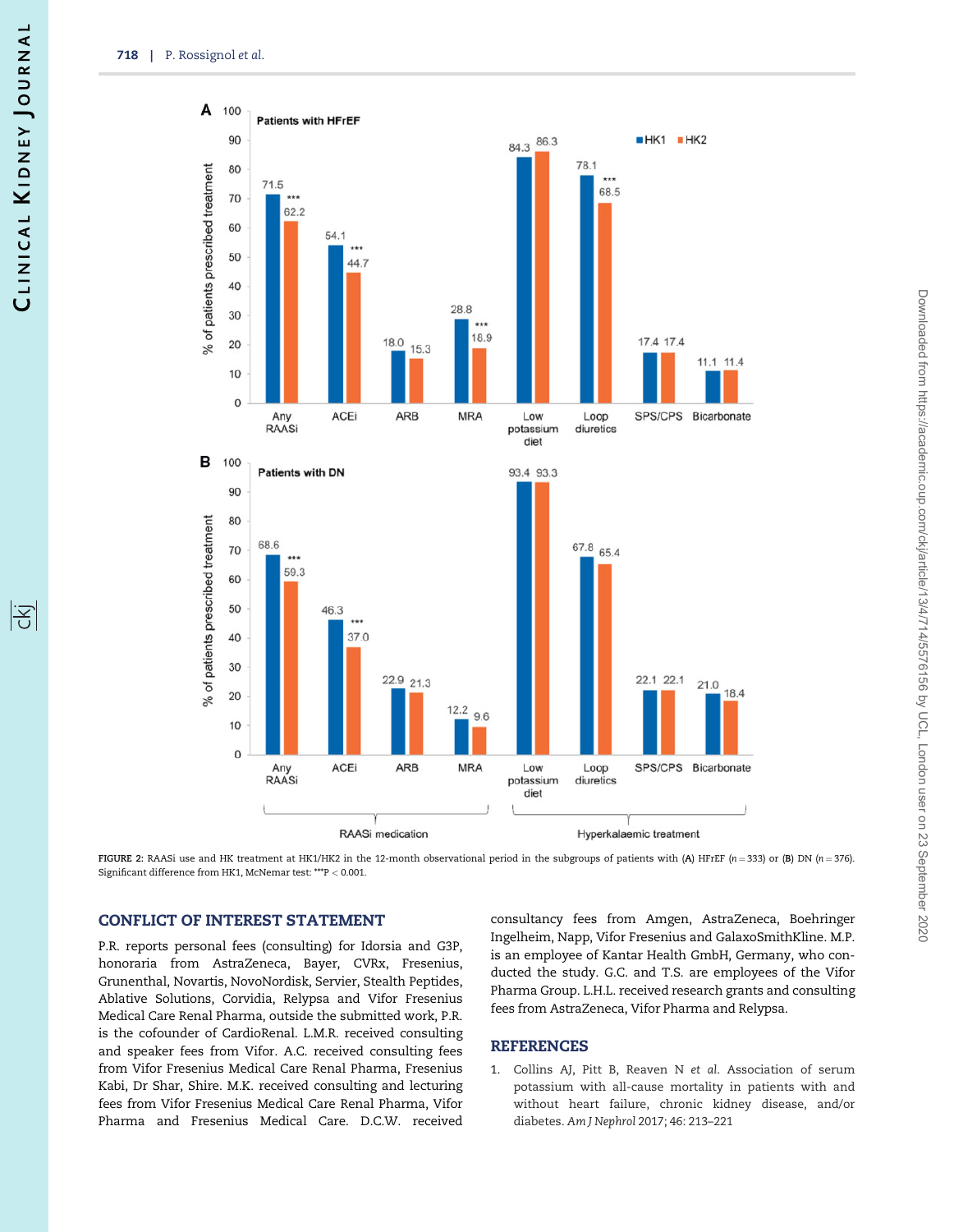FIGURE 2: RAASi use and HK treatment at HK1/HK2 in the 12-month observational period in the subgroups of patients with (A) HFrEF (n = 333) or (B) DN (n = 376). Significant difference from HK1, McNemar test: ***P < 0.001.

## CONFLICT OF INTEREST STATEMENT

P.R. reports personal fees (consulting) for Idorsia and G3P, honoraria from AstraZeneca, Bayer, CVRx, Fresenius, Grunenthal, Novartis, NovoNordisk, Servier, Stealth Peptides, Ablative Solutions, Corvidia, Relypsa and Vifor Fresenius Medical Care Renal Pharma, outside the submitted work, P.R. is the cofounder of CardioRenal. L.M.R. received consulting and speaker fees from Vifor. A.C. received consulting fees from Vifor Fresenius Medical Care Renal Pharma, Fresenius Kabi, Dr Shar, Shire. M.K. received consulting and lecturing fees from Vifor Fresenius Medical Care Renal Pharma, Vifor Pharma and Fresenius Medical Care. D.C.W. received consultancy fees from Amgen, AstraZeneca, Boehringer Ingelheim, Napp, Vifor Fresenius and GalaxoSmithKline. M.P. is an employee of Kantar Health GmbH, Germany, who conducted the study. G.C. and T.S. are employees of the Vifor Pharma Group. L.H.L. received research grants and consulting fees from AstraZeneca, Vifor Pharma and Relypsa.

## REFERENCES

1. Collins AJ, Pitt B, Reaven N *et al.* Association of serum potassium with all-cause mortality in patients with and without heart failure, chronic kidney disease, and/or diabetes. *Am J Nephrol* 2017; 46: 213–221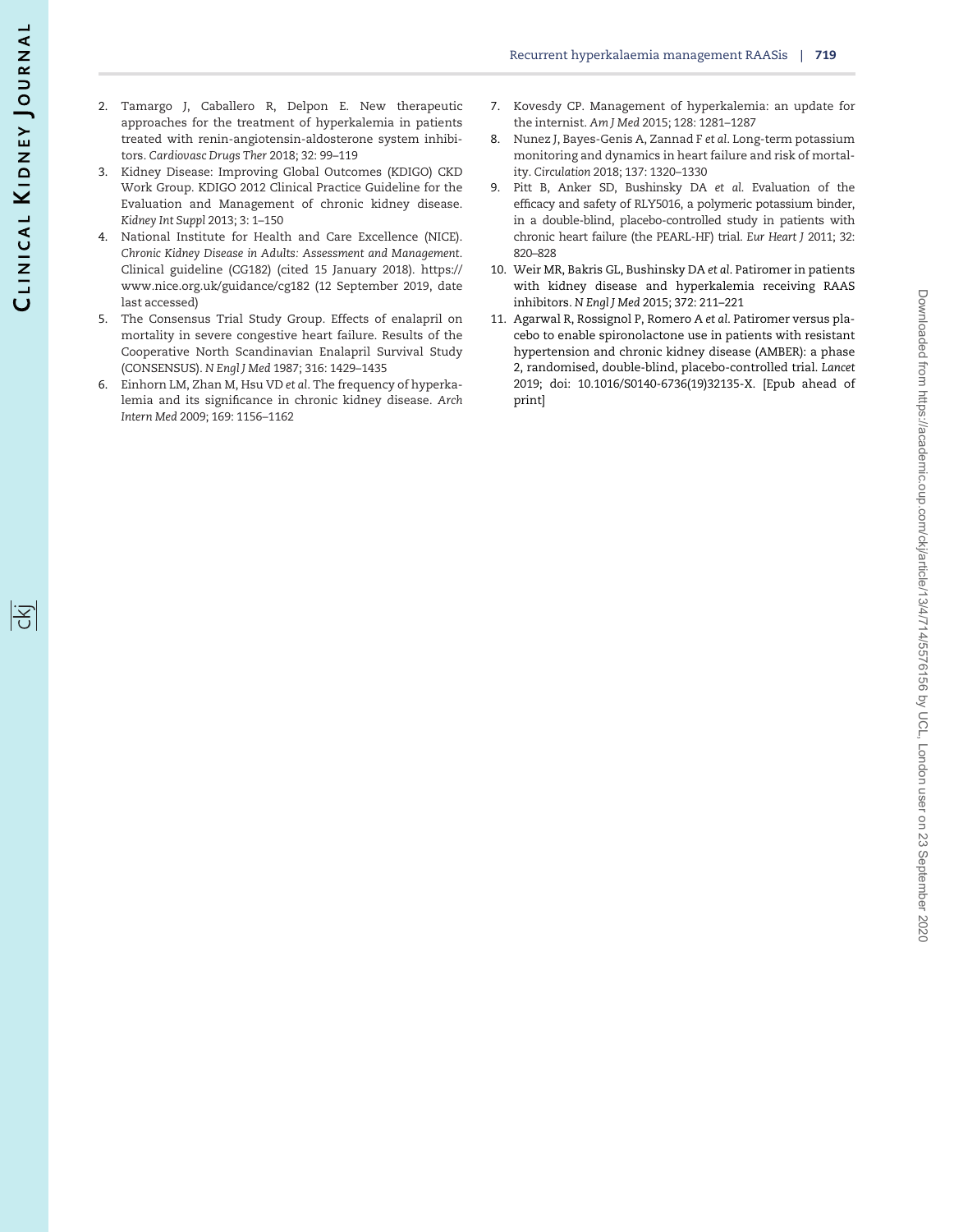2. Tamargo J, Caballero R, Delpon E. New therapeutic approaches for the treatment of hyperkalemia in patients treated with renin-angiotensin-aldosterone system inhibitors. *Cardiovasc Drugs Ther* 2018; 32: 99–119
3. Kidney Disease: Improving Global Outcomes (KDIGO) CKD Work Group. KDIGO 2012 Clinical Practice Guideline for the Evaluation and Management of chronic kidney disease. *Kidney Int Suppl* 2013; 3: 1–150
4. National Institute for Health and Care Excellence (NICE). *Chronic Kidney Disease in Adults: Assessment and Management*. Clinical guideline (CG182) (cited 15 January 2018). https://www.nice.org.uk/guidance/cg182 (12 September 2019, date last accessed)
5. The Consensus Trial Study Group. Effects of enalapril on mortality in severe congestive heart failure. Results of the Cooperative North Scandinavian Enalapril Survival Study (CONSENSUS). *N Engl J Med* 1987; 316: 1429–1435
6. Einhorn LM, Zhan M, Hsu VD *et al*. The frequency of hyperkalemia and its significance in chronic kidney disease. *Arch Intern Med* 2009; 169: 1156–1162
7. Kovesdy CP. Management of hyperkalemia: an update for the internist. *Am J Med* 2015; 128: 1281–1287
8. Nunez J, Bayes-Genis A, Zannad F *et al*. Long-term potassium monitoring and dynamics in heart failure and risk of mortality. *Circulation* 2018; 137: 1320–1330
9. Pitt B, Anker SD, Bushinsky DA *et al.* Evaluation of the efficacy and safety of RLY5016, a polymeric potassium binder, in a double-blind, placebo-controlled study in patients with chronic heart failure (the PEARL-HF) trial. *Eur Heart J* 2011; 32: 820–828
10. Weir MR, Bakris GL, Bushinsky DA *et al*. Patiromer in patients with kidney disease and hyperkalemia receiving RAAS inhibitors. *N Engl J Med* 2015; 372: 211–221
11. Agarwal R, Rossignol P, Romero A *et al*. Patiromer versus placebo to enable spironolactone use in patients with resistant hypertension and chronic kidney disease (AMBER): a phase 2, randomised, double-blind, placebo-controlled trial. *Lancet* 2019; doi: 10.1016/S0140-6736(19)32135-X. [Epub ahead of print]